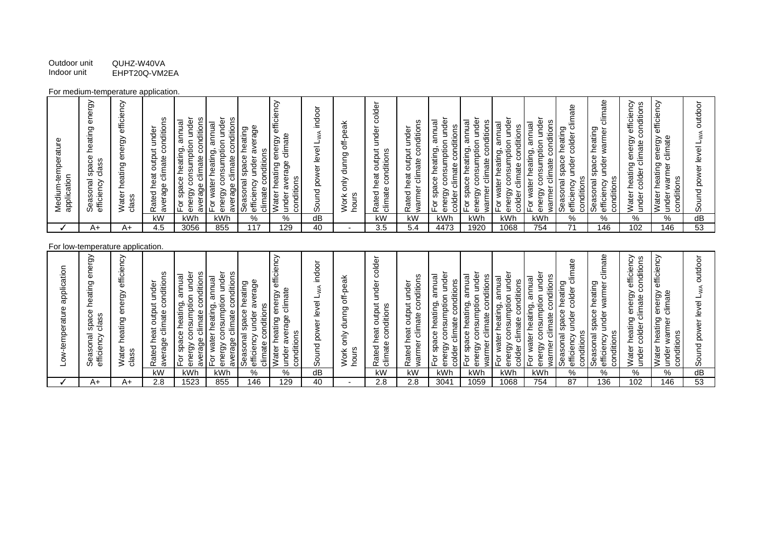Outdoor unit QUHZ-W40VA
Indoor unit EHPT20Q-VM2EA

For medium-temperature application.

| Medium-temperature application | Seasonal space heating energy efficiency class | Water heating energy efficiency class | Rated heat output under average climate conditions | For space heating, annual energy consumption under average climate conditions | For water heating, annual energy consumption under average climate conditions | Seasonal space heating efficiency under average climate conditions | Water heating energy efficiency under average climate conditions | Sound power level $L_{WA}$ indoor | Work only dunng off-peak hours | Rated heat output under colder climate conditions | Rated heat output under warmer climate conditions | For space heating, annual energy consumption under colder climate conditions | For space heating, annual energy consumption under warmer climate conditions | For water heating, annual energy consumption under colder climate conditions | For water heating, annual energy consumption under warmer climate conditions | Seasonal space heating efficiency under colder climate conditions | Seasonal space heating efficiency under warmer climate conditions | Water heating energy efficiency under colder climate conditions | Water heating energy efficiency under warmer climate conditions | Sound power level $L_{WA}$ outdoor |
|---|---|---|---|---|---|---|---|---|---|---|---|---|---|---|---|---|---|---|---|---|
| | | | kW | kWh | kWh | % | % | dB | | kW | kW | kWh | kWh | kWh | kWh | % | % | % | % | dB |
| ✓ | A+ | A+ | 4.5 | 3056 | 855 | 117 | 129 | 40 | - | 3.5 | 5.4 | 4473 | 1920 | 1068 | 754 | 71 | 146 | 102 | 146 | 53 |

For low-temperature application.

| Low-temperature application | Seasonal space heating energy efficiency class | Water heating energy efficiency class | Rated heat output under average climate conditions | For space heating, annual energy consumption under average climate conditions | For water heating, annual energy consumption under average climate conditions | Seasonal space heating efficiency under average climate conditions | Water heating energy efficiency under average climate conditions | Sound power level $L_{WA}$ indoor | Work only dunng off-peak hours | Rated heat output under colder climate conditions | Rated heat output under warmer climate conditions | For space heating, annual energy consumption under colder climate conditions | For space heating, annual energy consumption under warmer climate conditions | For water heating, annual energy consumption under colder climate conditions | For water heating, annual energy consumption under warmer climate conditions | Seasonal space heating efficiency under colder climate conditions | Seasonal space heating efficiency under warmer climate conditions | Water heating energy efficiency under colder climate conditions | Water heating energy efficiency under warmer climate conditions | Sound power level $L_{WA}$ outdoor |
|---|---|---|---|---|---|---|---|---|---|---|---|---|---|---|---|---|---|---|---|---|
| | | | kW | kWh | kWh | % | % | dB | | kW | kW | kWh | kWh | kWh | kWh | % | % | % | % | dB |
| ✓ | A+ | A+ | 2.8 | 1523 | 855 | 146 | 129 | 40 | - | 2.8 | 2.8 | 3041 | 1059 | 1068 | 754 | 87 | 136 | 102 | 146 | 53 |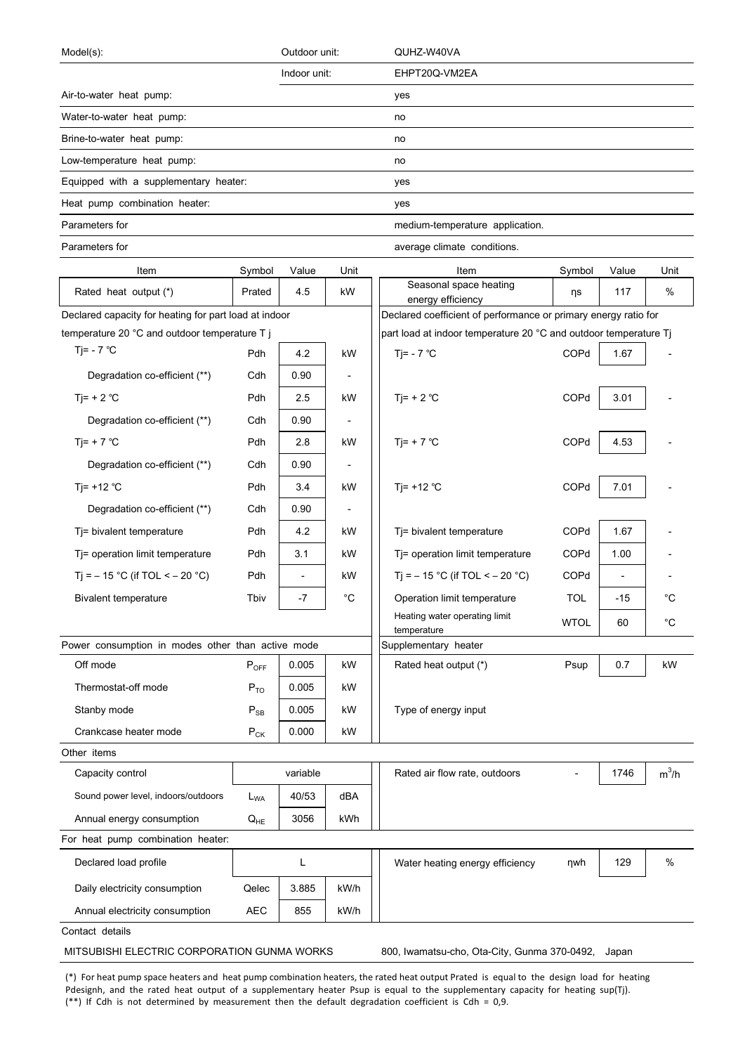| Model(s): | Outdoor unit: | QUHZ-W40VA |
|---|---|---|
| | Indoor unit: | EHPT20Q-VM2EA |
| Air-to-water heat pump: | | yes |
| Water-to-water heat pump: | | no |
| Brine-to-water heat pump: | | no |
| Low-temperature heat pump: | | no |
| Equipped with a supplementary heater: | | yes |
| Heat pump combination heater: | | yes |
| Parameters for | | medium-temperature application. |
| Parameters for | | average climate conditions. |

| Item | Symbol | Value | Unit | Item | Symbol | Value | Unit |
|---|---|---|---|---|---|---|---|
| Rated heat output (*) | Prated | 4.5 | kW | Seasonal space heating energy efficiency | ηs | 117 | % |
| Declared capacity for heating for part load at indoor temperature 20 °C and outdoor temperature T j | | | | Declared coefficient of performance or primary energy ratio for part load at indoor temperature 20 °C and outdoor temperature Tj | | | |
| Tj= - 7 ℃ | Pdh | 4.2 | kW | Tj= - 7 ℃ | COPd | 1.67 | - |
| Degradation co-efficient (**) | Cdh | 0.90 | - | | | | |
| Tj= + 2 ℃ | Pdh | 2.5 | kW | Tj= + 2 ℃ | COPd | 3.01 | - |
| Degradation co-efficient (**) | Cdh | 0.90 | - | | | | |
| Tj= + 7 ℃ | Pdh | 2.8 | kW | Tj= + 7 ℃ | COPd | 4.53 | - |
| Degradation co-efficient (**) | Cdh | 0.90 | - | | | | |
| Tj= +12 ℃ | Pdh | 3.4 | kW | Tj= +12 ℃ | COPd | 7.01 | - |
| Degradation co-efficient (**) | Cdh | 0.90 | - | | | | |
| Tj= bivalent temperature | Pdh | 4.2 | kW | Tj= bivalent temperature | COPd | 1.67 | - |
| Tj= operation limit temperature | Pdh | 3.1 | kW | Tj= operation limit temperature | COPd | 1.00 | - |
| Tj = – 15 °C (if TOL < – 20 °C) | Pdh | - | kW | Tj = – 15 °C (if TOL < – 20 °C) | COPd | - | - |
| Bivalent temperature | Tbiv | -7 | °C | Operation limit temperature | TOL | -15 | °C |
| | | | | Heating water operating limit temperature | WTOL | 60 | °C |
| Power consumption in modes other than active mode | | | | Supplementary heater | | | |
| Off mode | $P_{OFF}$ | 0.005 | kW | Rated heat output (*) | Psup | 0.7 | kW |
| Thermostat-off mode | $P_{TO}$ | 0.005 | kW | | | | |
| Stanby mode | $P_{SB}$ | 0.005 | kW | Type of energy input | | | |
| Crankcase heater mode | $P_{CK}$ | 0.000 | kW | | | | |
| Other items | | | | | | | |
| Capacity control | | variable | | Rated air flow rate, outdoors | - | 1746 | $m^3/h$ |
| Sound power level, indoors/outdoors | $L_{WA}$ | 40/53 | dBA | | | | |
| Annual energy consumption | $Q_{HE}$ | 3056 | kWh | | | | |
| For heat pump combination heater: | | | | | | | |
| Declared load profile | | L | | Water heating energy efficiency | ηwh | 129 | % |
| Daily electricity consumption | Qelec | 3.885 | kW/h | | | | |
| Annual electricity consumption | AEC | 855 | kW/h | | | | |

Contact details

MITSUBISHI ELECTRIC CORPORATION GUNMA WORKS — 800, Iwamatsu-cho, Ota-City, Gunma 370-0492, Japan

(*) For heat pump space heaters and heat pump combination heaters, the rated heat output Prated is equal to the design load for heating Pdesignh, and the rated heat output of a supplementary heater Psup is equal to the supplementary capacity for heating sup(Tj).
(**) If Cdh is not determined by measurement then the default degradation coefficient is Cdh = 0,9.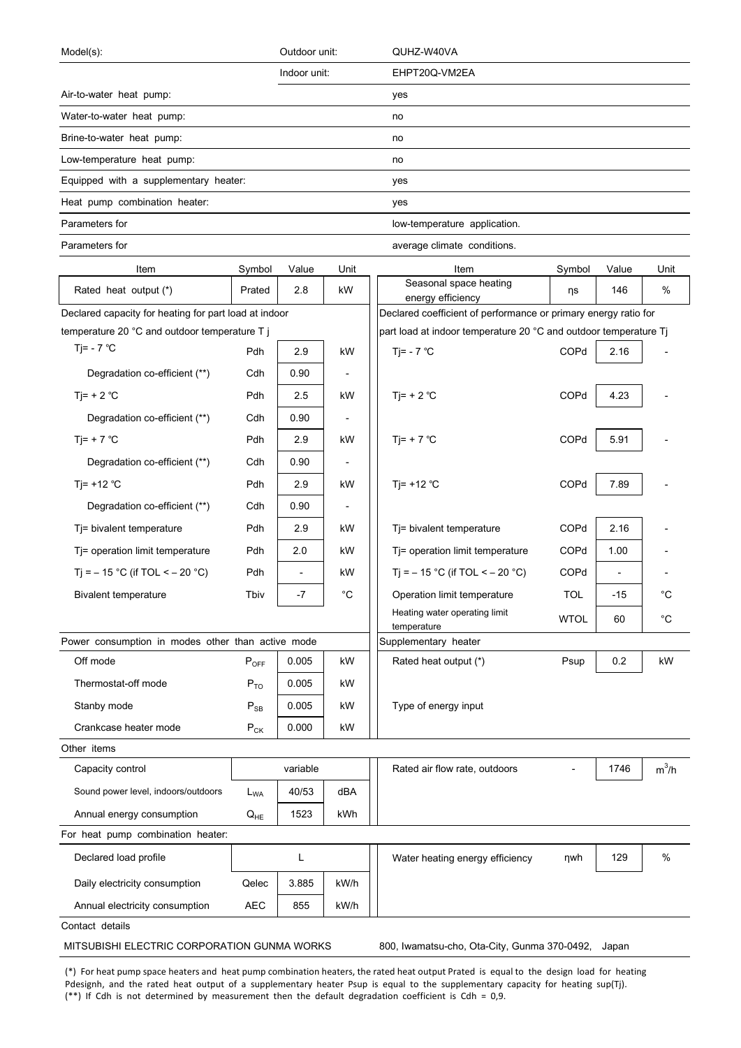| Model(s): | Outdoor unit: | QUHZ-W40VA |
| --- | --- | --- |
| | Indoor unit: | EHPT20Q-VM2EA |
| Air-to-water heat pump: | | yes |
| Water-to-water heat pump: | | no |
| Brine-to-water heat pump: | | no |
| Low-temperature heat pump: | | no |
| Equipped with a supplementary heater: | | yes |
| Heat pump combination heater: | | yes |
| Parameters for | | low-temperature application. |
| Parameters for | | average climate conditions. |

| Item | Symbol | Value | Unit | Item | Symbol | Value | Unit |
| --- | --- | --- | --- | --- | --- | --- | --- |
| Rated heat output (*) | Prated | 2.8 | kW | Seasonal space heating energy efficiency | ηs | 146 | % |
| Declared capacity for heating for part load at indoor temperature 20 °C and outdoor temperature T j | | | | Declared coefficient of performance or primary energy ratio for part load at indoor temperature 20 °C and outdoor temperature Tj | | | |
| Tj= - 7 ℃ | Pdh | 2.9 | kW | Tj= - 7 ℃ | COPd | 2.16 | - |
| Degradation co-efficient (**) | Cdh | 0.90 | - | | | | |
| Tj= + 2 ℃ | Pdh | 2.5 | kW | Tj= + 2 ℃ | COPd | 4.23 | - |
| Degradation co-efficient (**) | Cdh | 0.90 | - | | | | |
| Tj= + 7 ℃ | Pdh | 2.9 | kW | Tj= + 7 ℃ | COPd | 5.91 | - |
| Degradation co-efficient (**) | Cdh | 0.90 | - | | | | |
| Tj= +12 ℃ | Pdh | 2.9 | kW | Tj= +12 ℃ | COPd | 7.89 | - |
| Degradation co-efficient (**) | Cdh | 0.90 | - | | | | |
| Tj= bivalent temperature | Pdh | 2.9 | kW | Tj= bivalent temperature | COPd | 2.16 | - |
| Tj= operation limit temperature | Pdh | 2.0 | kW | Tj= operation limit temperature | COPd | 1.00 | - |
| Tj = – 15 °C (if TOL < – 20 °C) | Pdh | - | kW | Tj = – 15 °C (if TOL < – 20 °C) | COPd | - | - |
| Bivalent temperature | Tbiv | -7 | °C | Operation limit temperature | TOL | -15 | °C |
| | | | | Heating water operating limit temperature | WTOL | 60 | °C |
| Power consumption in modes other than active mode | | | | Supplementary heater | | | |
| Off mode | $P_{OFF}$ | 0.005 | kW | Rated heat output (*) | Psup | 0.2 | kW |
| Thermostat-off mode | $P_{TO}$ | 0.005 | kW | | | | |
| Stanby mode | $P_{SB}$ | 0.005 | kW | Type of energy input | | | |
| Crankcase heater mode | $P_{CK}$ | 0.000 | kW | | | | |
| Other items | | | | | | | |
| Capacity control | | variable | | Rated air flow rate, outdoors | - | 1746 | $m^3/h$ |
| Sound power level, indoors/outdoors | $L_{WA}$ | 40/53 | dBA | | | | |
| Annual energy consumption | $Q_{HE}$ | 1523 | kWh | | | | |
| For heat pump combination heater: | | | | | | | |
| Declared load profile | | L | | Water heating energy efficiency | ηwh | 129 | % |
| Daily electricity consumption | Qelec | 3.885 | kW/h | | | | |
| Annual electricity consumption | AEC | 855 | kW/h | | | | |

Contact details

MITSUBISHI ELECTRIC CORPORATION GUNMA WORKS — 800, Iwamatsu-cho, Ota-City, Gunma 370-0492, Japan

(*) For heat pump space heaters and heat pump combination heaters, the rated heat output Prated is equal to the design load for heating Pdesignh, and the rated heat output of a supplementary heater Psup is equal to the supplementary capacity for heating sup(Tj).
(**) If Cdh is not determined by measurement then the default degradation coefficient is Cdh = 0,9.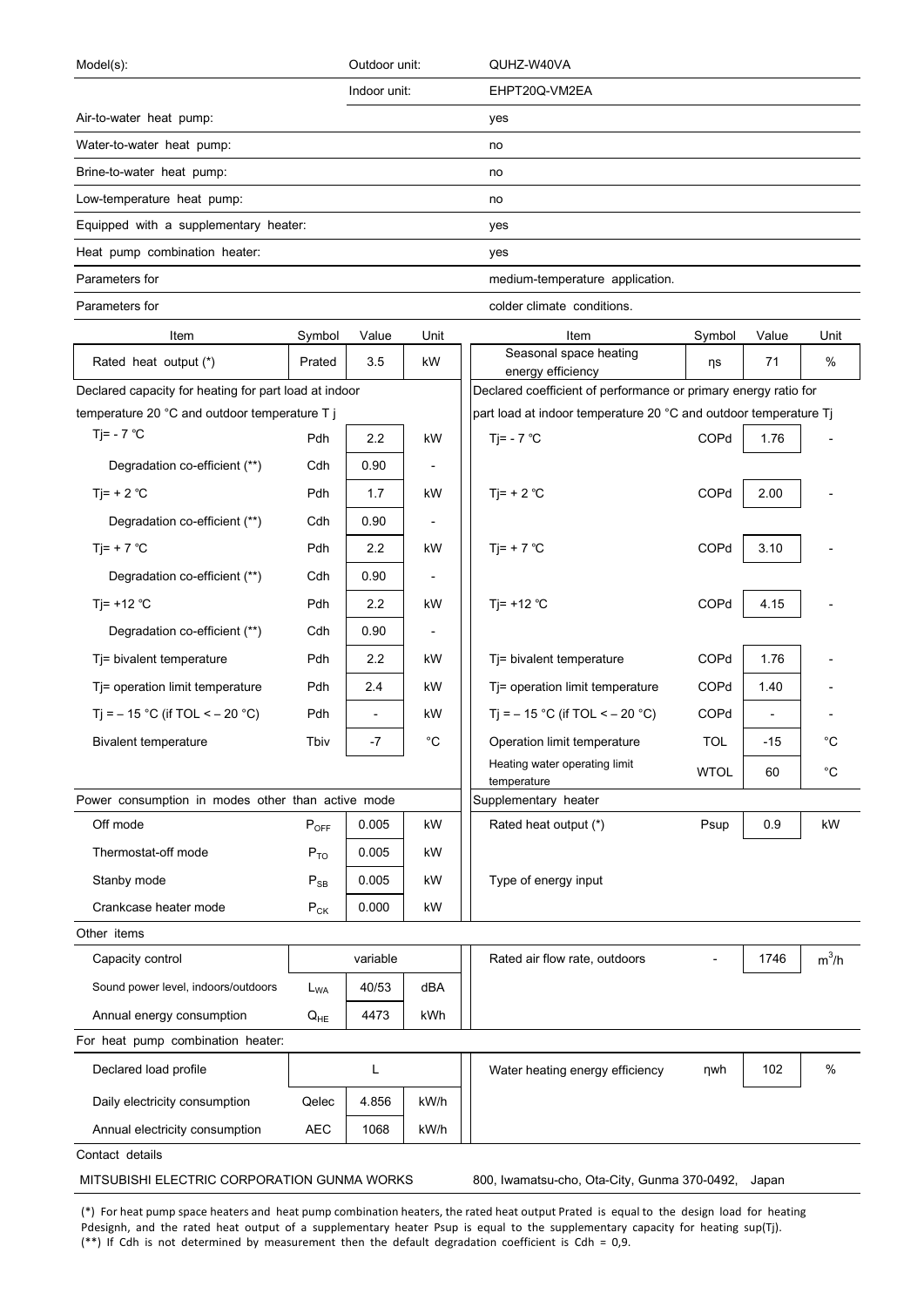| Model(s): | Outdoor unit: | QUHZ-W40VA |
|---|---|---|
| | Indoor unit: | EHPT20Q-VM2EA |
| Air-to-water heat pump: | | yes |
| Water-to-water heat pump: | | no |
| Brine-to-water heat pump: | | no |
| Low-temperature heat pump: | | no |
| Equipped with a supplementary heater: | | yes |
| Heat pump combination heater: | | yes |
| Parameters for | | medium-temperature application. |
| Parameters for | | colder climate conditions. |

| Item | Symbol | Value | Unit | Item | Symbol | Value | Unit |
|---|---|---|---|---|---|---|---|
| Rated heat output (*) | Prated | 3.5 | kW | Seasonal space heating energy efficiency | ηs | 71 | % |
| Declared capacity for heating for part load at indoor temperature 20 °C and outdoor temperature T j | | | | Declared coefficient of performance or primary energy ratio for part load at indoor temperature 20 °C and outdoor temperature Tj | | | |
| Tj= - 7 °C | Pdh | 2.2 | kW | Tj= - 7 °C | COPd | 1.76 | - |
| Degradation co-efficient (**) | Cdh | 0.90 | - | | | | |
| Tj= + 2 °C | Pdh | 1.7 | kW | Tj= + 2 °C | COPd | 2.00 | - |
| Degradation co-efficient (**) | Cdh | 0.90 | - | | | | |
| Tj= + 7 °C | Pdh | 2.2 | kW | Tj= + 7 °C | COPd | 3.10 | - |
| Degradation co-efficient (**) | Cdh | 0.90 | - | | | | |
| Tj= +12 °C | Pdh | 2.2 | kW | Tj= +12 °C | COPd | 4.15 | - |
| Degradation co-efficient (**) | Cdh | 0.90 | - | | | | |
| Tj= bivalent temperature | Pdh | 2.2 | kW | Tj= bivalent temperature | COPd | 1.76 | - |
| Tj= operation limit temperature | Pdh | 2.4 | kW | Tj= operation limit temperature | COPd | 1.40 | - |
| Tj = – 15 °C (if TOL < – 20 °C) | Pdh | - | kW | Tj = – 15 °C (if TOL < – 20 °C) | COPd | - | - |
| Bivalent temperature | Tbiv | -7 | °C | Operation limit temperature | TOL | -15 | °C |
| | | | | Heating water operating limit temperature | WTOL | 60 | °C |
| Power consumption in modes other than active mode | | | | Supplementary heater | | | |
| Off mode | $P_{OFF}$ | 0.005 | kW | Rated heat output (*) | Psup | 0.9 | kW |
| Thermostat-off mode | $P_{TO}$ | 0.005 | kW | | | | |
| Stanby mode | $P_{SB}$ | 0.005 | kW | Type of energy input | | | |
| Crankcase heater mode | $P_{CK}$ | 0.000 | kW | | | | |
| Other items | | | | | | | |
| Capacity control | | variable | | Rated air flow rate, outdoors | - | 1746 | $m^3/h$ |
| Sound power level, indoors/outdoors | $L_{WA}$ | 40/53 | dBA | | | | |
| Annual energy consumption | $Q_{HE}$ | 4473 | kWh | | | | |
| For heat pump combination heater: | | | | | | | |
| Declared load profile | | L | | Water heating energy efficiency | ηwh | 102 | % |
| Daily electricity consumption | Qelec | 4.856 | kW/h | | | | |
| Annual electricity consumption | AEC | 1068 | kW/h | | | | |

Contact details

MITSUBISHI ELECTRIC CORPORATION GUNMA WORKS — 800, Iwamatsu-cho, Ota-City, Gunma 370-0492, Japan

(*) For heat pump space heaters and heat pump combination heaters, the rated heat output Prated is equal to the design load for heating Pdesignh, and the rated heat output of a supplementary heater Psup is equal to the supplementary capacity for heating sup(Tj).
(**) If Cdh is not determined by measurement then the default degradation coefficient is Cdh = 0,9.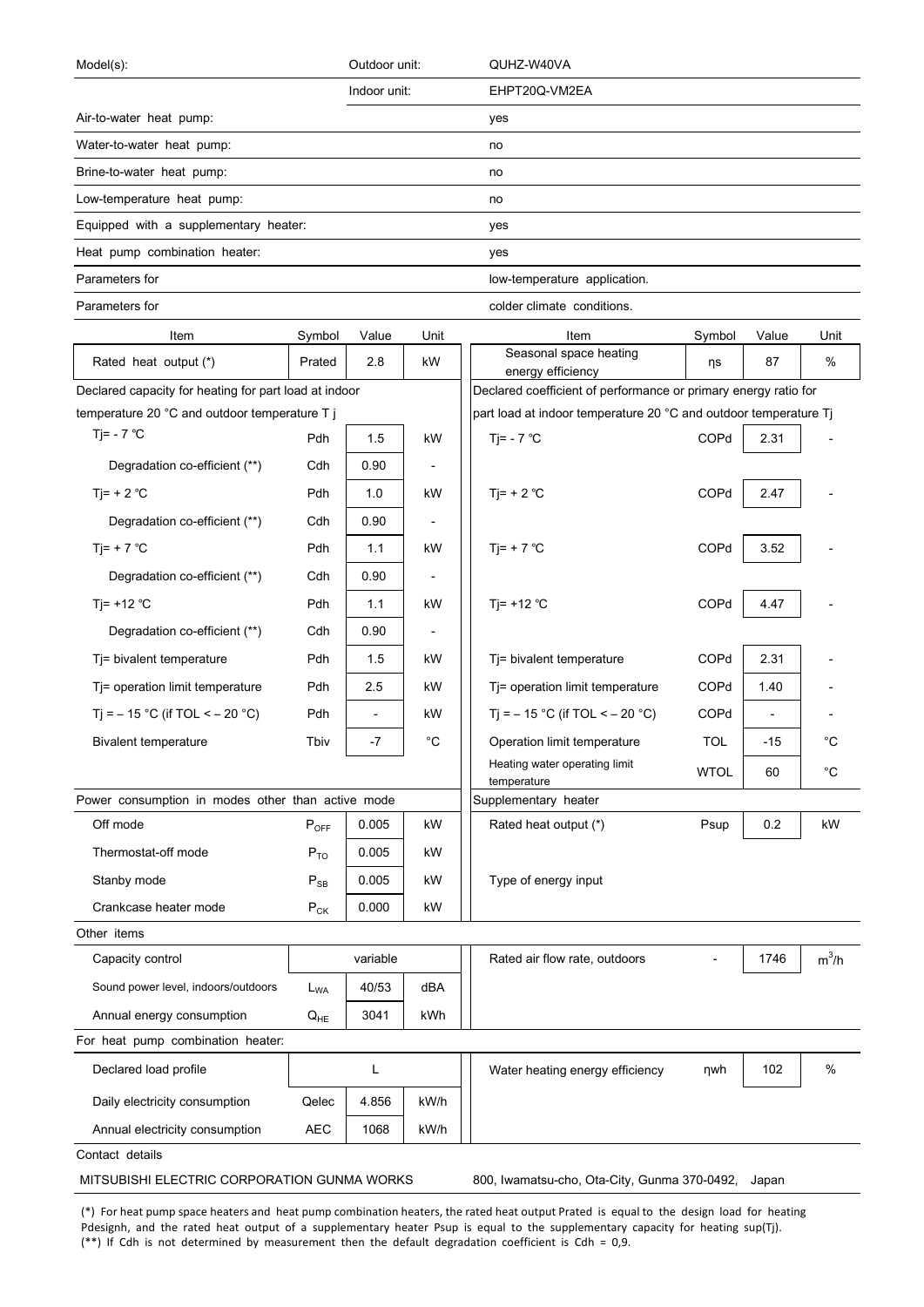| Model(s): | Outdoor unit: | QUHZ-W40VA |
|---|---|---|
| | Indoor unit: | EHPT20Q-VM2EA |
| Air-to-water heat pump: | | yes |
| Water-to-water heat pump: | | no |
| Brine-to-water heat pump: | | no |
| Low-temperature heat pump: | | no |
| Equipped with a supplementary heater: | | yes |
| Heat pump combination heater: | | yes |
| Parameters for | | low-temperature application. |
| Parameters for | | colder climate conditions. |

| Item | Symbol | Value | Unit | Item | Symbol | Value | Unit |
|---|---|---|---|---|---|---|---|
| Rated heat output (*) | Prated | 2.8 | kW | Seasonal space heating energy efficiency | ηs | 87 | % |
| Declared capacity for heating for part load at indoor temperature 20 °C and outdoor temperature T j | | | | Declared coefficient of performance or primary energy ratio for part load at indoor temperature 20 °C and outdoor temperature Tj | | | |
| Tj= - 7 ℃ | Pdh | 1.5 | kW | Tj= - 7 ℃ | COPd | 2.31 | - |
| Degradation co-efficient (**) | Cdh | 0.90 | - | | | | |
| Tj= + 2 ℃ | Pdh | 1.0 | kW | Tj= + 2 ℃ | COPd | 2.47 | - |
| Degradation co-efficient (**) | Cdh | 0.90 | - | | | | |
| Tj= + 7 ℃ | Pdh | 1.1 | kW | Tj= + 7 ℃ | COPd | 3.52 | - |
| Degradation co-efficient (**) | Cdh | 0.90 | - | | | | |
| Tj= +12 ℃ | Pdh | 1.1 | kW | Tj= +12 ℃ | COPd | 4.47 | - |
| Degradation co-efficient (**) | Cdh | 0.90 | - | | | | |
| Tj= bivalent temperature | Pdh | 1.5 | kW | Tj= bivalent temperature | COPd | 2.31 | - |
| Tj= operation limit temperature | Pdh | 2.5 | kW | Tj= operation limit temperature | COPd | 1.40 | - |
| Tj = – 15 °C (if TOL < – 20 °C) | Pdh | - | kW | Tj = – 15 °C (if TOL < – 20 °C) | COPd | - | - |
| Bivalent temperature | Tbiv | -7 | °C | Operation limit temperature | TOL | -15 | °C |
| | | | | Heating water operating limit temperature | WTOL | 60 | °C |
| Power consumption in modes other than active mode | | | | Supplementary heater | | | |
| Off mode | $P_{OFF}$ | 0.005 | kW | Rated heat output (*) | Psup | 0.2 | kW |
| Thermostat-off mode | $P_{TO}$ | 0.005 | kW | | | | |
| Stanby mode | $P_{SB}$ | 0.005 | kW | Type of energy input | | | |
| Crankcase heater mode | $P_{CK}$ | 0.000 | kW | | | | |
| Other items | | | | | | | |
| Capacity control | | variable | | Rated air flow rate, outdoors | - | 1746 | $m^3/h$ |
| Sound power level, indoors/outdoors | $L_{WA}$ | 40/53 | dBA | | | | |
| Annual energy consumption | $Q_{HE}$ | 3041 | kWh | | | | |
| For heat pump combination heater: | | | | | | | |
| Declared load profile | | L | | Water heating energy efficiency | ηwh | 102 | % |
| Daily electricity consumption | Qelec | 4.856 | kW/h | | | | |
| Annual electricity consumption | AEC | 1068 | kW/h | | | | |

Contact details

MITSUBISHI ELECTRIC CORPORATION GUNMA WORKS — 800, Iwamatsu-cho, Ota-City, Gunma 370-0492, Japan

(*) For heat pump space heaters and heat pump combination heaters, the rated heat output Prated is equal to the design load for heating Pdesignh, and the rated heat output of a supplementary heater Psup is equal to the supplementary capacity for heating sup(Tj).
(**) If Cdh is not determined by measurement then the default degradation coefficient is Cdh = 0,9.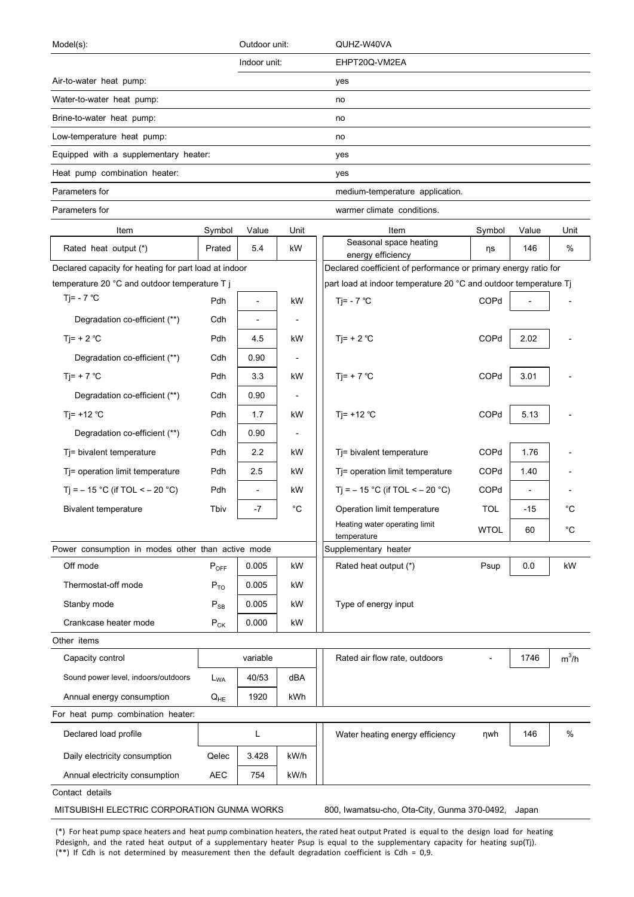| Model(s): | Outdoor unit: | QUHZ-W40VA |
|---|---|---|
| | Indoor unit: | EHPT20Q-VM2EA |
| Air-to-water heat pump: | | yes |
| Water-to-water heat pump: | | no |
| Brine-to-water heat pump: | | no |
| Low-temperature heat pump: | | no |
| Equipped with a supplementary heater: | | yes |
| Heat pump combination heater: | | yes |
| Parameters for | | medium-temperature application. |
| Parameters for | | warmer climate conditions. |

| Item | Symbol | Value | Unit | Item | Symbol | Value | Unit |
|---|---|---|---|---|---|---|---|
| Rated heat output (*) | Prated | 5.4 | kW | Seasonal space heating energy efficiency | ηs | 146 | % |
| Declared capacity for heating for part load at indoor temperature 20 °C and outdoor temperature T j | | | | Declared coefficient of performance or primary energy ratio for part load at indoor temperature 20 °C and outdoor temperature Tj | | | |
| Tj= - 7 ℃ | Pdh | - | kW | Tj= - 7 ℃ | COPd | - | - |
| Degradation co-efficient (**) | Cdh | - | - | | | | |
| Tj= + 2 ℃ | Pdh | 4.5 | kW | Tj= + 2 ℃ | COPd | 2.02 | - |
| Degradation co-efficient (**) | Cdh | 0.90 | - | | | | |
| Tj= + 7 ℃ | Pdh | 3.3 | kW | Tj= + 7 ℃ | COPd | 3.01 | - |
| Degradation co-efficient (**) | Cdh | 0.90 | - | | | | |
| Tj= +12 ℃ | Pdh | 1.7 | kW | Tj= +12 ℃ | COPd | 5.13 | - |
| Degradation co-efficient (**) | Cdh | 0.90 | - | | | | |
| Tj= bivalent temperature | Pdh | 2.2 | kW | Tj= bivalent temperature | COPd | 1.76 | - |
| Tj= operation limit temperature | Pdh | 2.5 | kW | Tj= operation limit temperature | COPd | 1.40 | - |
| Tj = – 15 °C (if TOL < – 20 °C) | Pdh | - | kW | Tj = – 15 °C (if TOL < – 20 °C) | COPd | - | - |
| Bivalent temperature | Tbiv | -7 | °C | Operation limit temperature | TOL | -15 | °C |
| | | | | Heating water operating limit temperature | WTOL | 60 | °C |
| Power consumption in modes other than active mode | | | | Supplementary heater | | | |
| Off mode | $P_{OFF}$ | 0.005 | kW | Rated heat output (*) | Psup | 0.0 | kW |
| Thermostat-off mode | $P_{TO}$ | 0.005 | kW | | | | |
| Stanby mode | $P_{SB}$ | 0.005 | kW | Type of energy input | | | |
| Crankcase heater mode | $P_{CK}$ | 0.000 | kW | | | | |
| Other items | | | | | | | |
| Capacity control | | variable | | Rated air flow rate, outdoors | - | 1746 | $m^3/h$ |
| Sound power level, indoors/outdoors | $L_{WA}$ | 40/53 | dBA | | | | |
| Annual energy consumption | $Q_{HE}$ | 1920 | kWh | | | | |
| For heat pump combination heater: | | | | | | | |
| Declared load profile | | L | | Water heating energy efficiency | ηwh | 146 | % |
| Daily electricity consumption | Qelec | 3.428 | kW/h | | | | |
| Annual electricity consumption | AEC | 754 | kW/h | | | | |

Contact details

MITSUBISHI ELECTRIC CORPORATION GUNMA WORKS    800, Iwamatsu-cho, Ota-City, Gunma 370-0492, Japan

(*) For heat pump space heaters and heat pump combination heaters, the rated heat output Prated is equal to the design load for heating Pdesignh, and the rated heat output of a supplementary heater Psup is equal to the supplementary capacity for heating sup(Tj).
(**) If Cdh is not determined by measurement then the default degradation coefficient is Cdh = 0,9.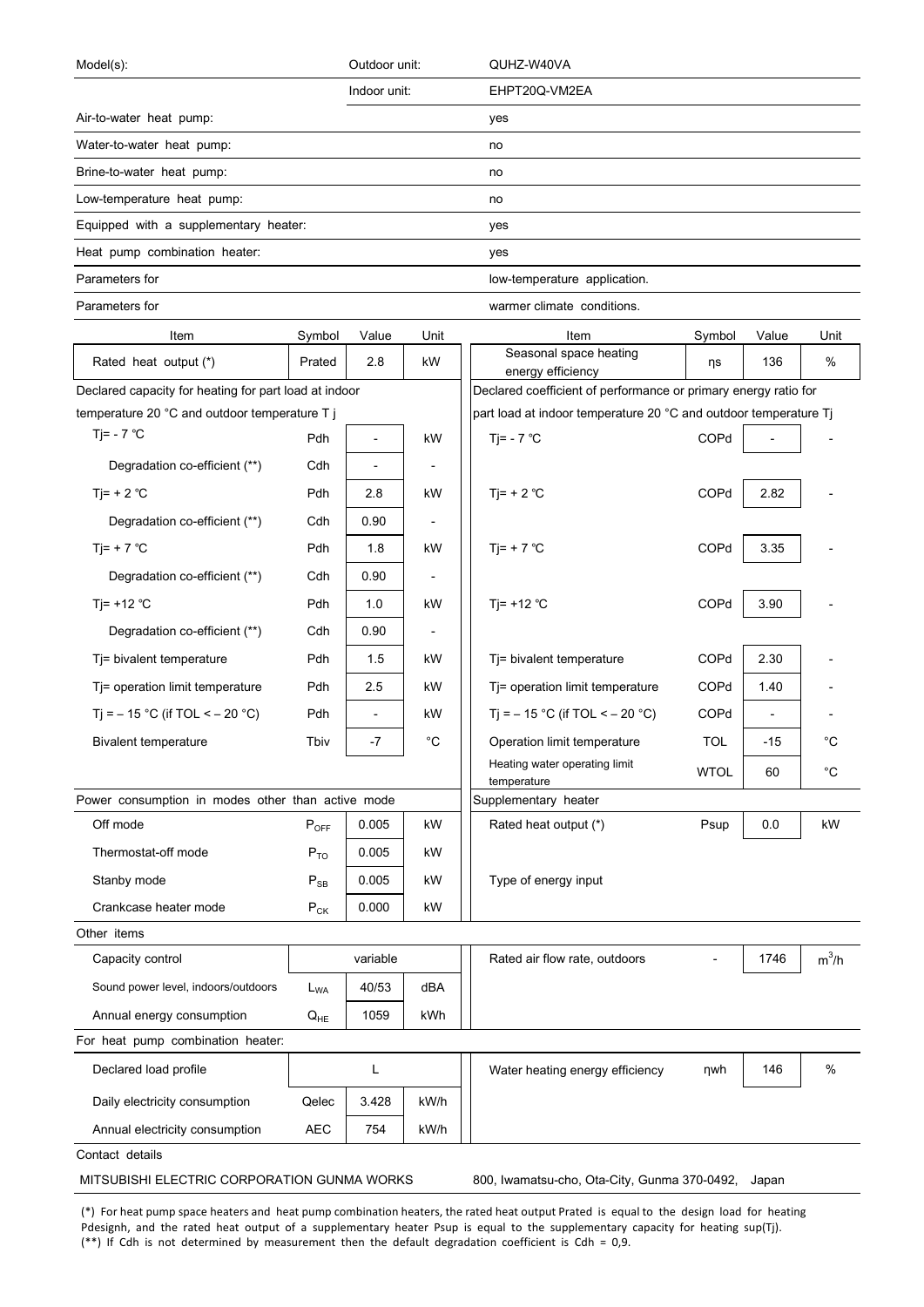| | | |
|---|---|---|
| Model(s): | Outdoor unit: | QUHZ-W40VA |
| | Indoor unit: | EHPT20Q-VM2EA |
| Air-to-water heat pump: | | yes |
| Water-to-water heat pump: | | no |
| Brine-to-water heat pump: | | no |
| Low-temperature heat pump: | | no |
| Equipped with a supplementary heater: | | yes |
| Heat pump combination heater: | | yes |
| Parameters for | | low-temperature application. |
| Parameters for | | warmer climate conditions. |

| Item | Symbol | Value | Unit | Item | Symbol | Value | Unit |
|---|---|---|---|---|---|---|---|
| Rated heat output (*) | Prated | 2.8 | kW | Seasonal space heating energy efficiency | ηs | 136 | % |
| Declared capacity for heating for part load at indoor temperature 20 °C and outdoor temperature T j | | | | Declared coefficient of performance or primary energy ratio for part load at indoor temperature 20 °C and outdoor temperature Tj | | | |
| Tj= - 7 ℃ | Pdh | - | kW | Tj= - 7 ℃ | COPd | - | - |
| Degradation co-efficient (**) | Cdh | - | - | | | | |
| Tj= + 2 ℃ | Pdh | 2.8 | kW | Tj= + 2 ℃ | COPd | 2.82 | - |
| Degradation co-efficient (**) | Cdh | 0.90 | - | | | | |
| Tj= + 7 ℃ | Pdh | 1.8 | kW | Tj= + 7 ℃ | COPd | 3.35 | - |
| Degradation co-efficient (**) | Cdh | 0.90 | - | | | | |
| Tj= +12 ℃ | Pdh | 1.0 | kW | Tj= +12 ℃ | COPd | 3.90 | - |
| Degradation co-efficient (**) | Cdh | 0.90 | - | | | | |
| Tj= bivalent temperature | Pdh | 1.5 | kW | Tj= bivalent temperature | COPd | 2.30 | - |
| Tj= operation limit temperature | Pdh | 2.5 | kW | Tj= operation limit temperature | COPd | 1.40 | - |
| Tj = – 15 °C (if TOL < – 20 °C) | Pdh | - | kW | Tj = – 15 °C (if TOL < – 20 °C) | COPd | - | - |
| Bivalent temperature | Tbiv | -7 | °C | Operation limit temperature | TOL | -15 | °C |
| | | | | Heating water operating limit temperature | WTOL | 60 | °C |
| Power consumption in modes other than active mode | | | | Supplementary heater | | | |
| Off mode | $P_{OFF}$ | 0.005 | kW | Rated heat output (*) | Psup | 0.0 | kW |
| Thermostat-off mode | $P_{TO}$ | 0.005 | kW | | | | |
| Stanby mode | $P_{SB}$ | 0.005 | kW | Type of energy input | | | |
| Crankcase heater mode | $P_{CK}$ | 0.000 | kW | | | | |
| Other items | | | | | | | |
| Capacity control | | variable | | Rated air flow rate, outdoors | - | 1746 | $m^3/h$ |
| Sound power level, indoors/outdoors | $L_{WA}$ | 40/53 | dBA | | | | |
| Annual energy consumption | $Q_{HE}$ | 1059 | kWh | | | | |
| For heat pump combination heater: | | | | | | | |
| Declared load profile | | L | | Water heating energy efficiency | ηwh | 146 | % |
| Daily electricity consumption | Qelec | 3.428 | kW/h | | | | |
| Annual electricity consumption | AEC | 754 | kW/h | | | | |

Contact details

MITSUBISHI ELECTRIC CORPORATION GUNMA WORKS — 800, Iwamatsu-cho, Ota-City, Gunma 370-0492, Japan

(*) For heat pump space heaters and heat pump combination heaters, the rated heat output Prated is equal to the design load for heating Pdesignh, and the rated heat output of a supplementary heater Psup is equal to the supplementary capacity for heating sup(Tj).
(**) If Cdh is not determined by measurement then the default degradation coefficient is Cdh = 0,9.